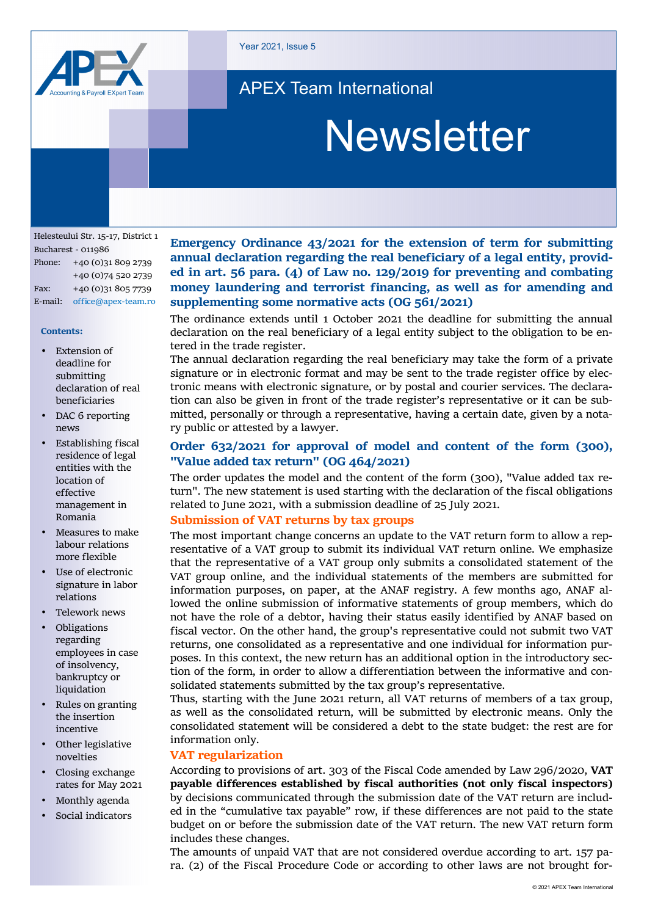Year 2021, Issue 5

# APEX Team International Newsletter

Helesteului Str. 15-17, District 1
Bucharest - 011986

| | |
|---|---|
| Phone: | +40 (0)31 809 2739 |
| | +40 (0)74 520 2739 |
| Fax: | +40 (0)31 805 7739 |
| E-mail: | office@apex-team.ro |

**Contents:**

- Extension of deadline for submitting declaration of real beneficiaries
- DAC 6 reporting news
- Establishing fiscal residence of legal entities with the location of effective management in Romania
- Measures to make labour relations more flexible
- Use of electronic signature in labor relations
- Telework news
- Obligations regarding employees in case of insolvency, bankruptcy or liquidation
- Rules on granting the insertion incentive
- Other legislative novelties
- Closing exchange rates for May 2021
- Monthly agenda
- Social indicators

## Emergency Ordinance 43/2021 for the extension of term for submitting annual declaration regarding the real beneficiary of a legal entity, provided in art. 56 para. (4) of Law no. 129/2019 for preventing and combating money laundering and terrorist financing, as well as for amending and supplementing some normative acts (OG 561/2021)

The ordinance extends until 1 October 2021 the deadline for submitting the annual declaration on the real beneficiary of a legal entity subject to the obligation to be entered in the trade register.

The annual declaration regarding the real beneficiary may take the form of a private signature or in electronic format and may be sent to the trade register office by electronic means with electronic signature, or by postal and courier services. The declaration can also be given in front of the trade register's representative or it can be submitted, personally or through a representative, having a certain date, given by a notary public or attested by a lawyer.

## Order 632/2021 for approval of model and content of the form (300), "Value added tax return" (OG 464/2021)

The order updates the model and the content of the form (300), "Value added tax return". The new statement is used starting with the declaration of the fiscal obligations related to June 2021, with a submission deadline of 25 July 2021.

### Submission of VAT returns by tax groups

The most important change concerns an update to the VAT return form to allow a representative of a VAT group to submit its individual VAT return online. We emphasize that the representative of a VAT group only submits a consolidated statement of the VAT group online, and the individual statements of the members are submitted for information purposes, on paper, at the ANAF registry. A few months ago, ANAF allowed the online submission of informative statements of group members, which do not have the role of a debtor, having their status easily identified by ANAF based on fiscal vector. On the other hand, the group's representative could not submit two VAT returns, one consolidated as a representative and one individual for information purposes. In this context, the new return has an additional option in the introductory section of the form, in order to allow a differentiation between the informative and consolidated statements submitted by the tax group's representative.

Thus, starting with the June 2021 return, all VAT returns of members of a tax group, as well as the consolidated return, will be submitted by electronic means. Only the consolidated statement will be considered a debt to the state budget: the rest are for information only.

### VAT regularization

According to provisions of art. 303 of the Fiscal Code amended by Law 296/2020, **VAT payable differences established by fiscal authorities (not only fiscal inspectors)** by decisions communicated through the submission date of the VAT return are included in the "cumulative tax payable" row, if these differences are not paid to the state budget on or before the submission date of the VAT return. The new VAT return form includes these changes.

The amounts of unpaid VAT that are not considered overdue according to art. 157 para. (2) of the Fiscal Procedure Code or according to other laws are not brought for-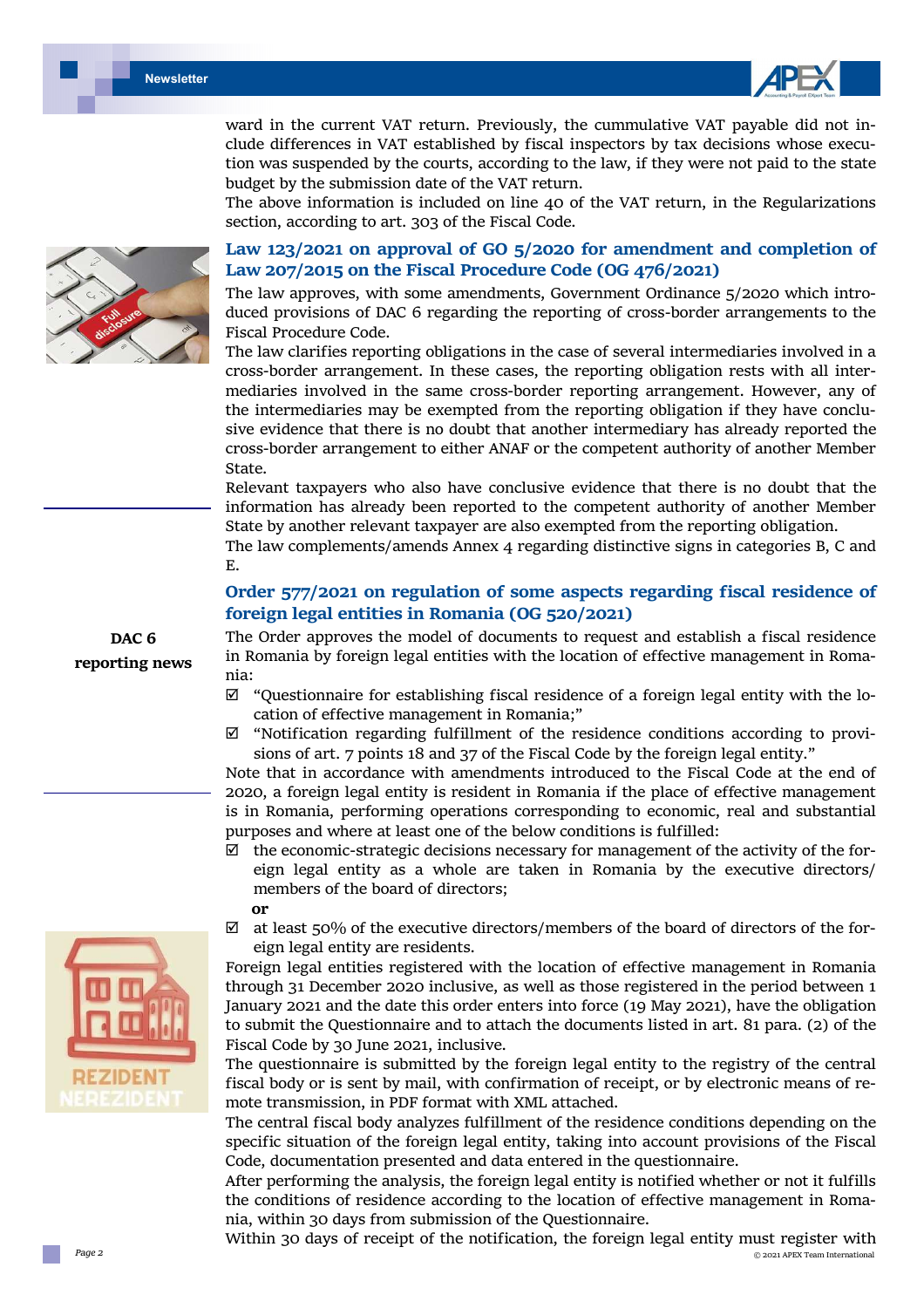ward in the current VAT return. Previously, the cummulative VAT payable did not include differences in VAT established by fiscal inspectors by tax decisions whose execution was suspended by the courts, according to the law, if they were not paid to the state budget by the submission date of the VAT return.

The above information is included on line 40 of the VAT return, in the Regularizations section, according to art. 303 of the Fiscal Code.

**DAC 6 reporting news**

### Law 123/2021 on approval of GO 5/2020 for amendment and completion of Law 207/2015 on the Fiscal Procedure Code (OG 476/2021)

The law approves, with some amendments, Government Ordinance 5/2020 which introduced provisions of DAC 6 regarding the reporting of cross-border arrangements to the Fiscal Procedure Code.

The law clarifies reporting obligations in the case of several intermediaries involved in a cross-border arrangement. In these cases, the reporting obligation rests with all intermediaries involved in the same cross-border reporting arrangement. However, any of the intermediaries may be exempted from the reporting obligation if they have conclusive evidence that there is no doubt that another intermediary has already reported the cross-border arrangement to either ANAF or the competent authority of another Member State.

Relevant taxpayers who also have conclusive evidence that there is no doubt that the information has already been reported to the competent authority of another Member State by another relevant taxpayer are also exempted from the reporting obligation.

The law complements/amends Annex 4 regarding distinctive signs in categories B, C and E.

### Order 577/2021 on regulation of some aspects regarding fiscal residence of foreign legal entities in Romania (OG 520/2021)

The Order approves the model of documents to request and establish a fiscal residence in Romania by foreign legal entities with the location of effective management in Romania:

- ☑ "Questionnaire for establishing fiscal residence of a foreign legal entity with the location of effective management in Romania;"
- ☑ "Notification regarding fulfillment of the residence conditions according to provisions of art. 7 points 18 and 37 of the Fiscal Code by the foreign legal entity."

Note that in accordance with amendments introduced to the Fiscal Code at the end of 2020, a foreign legal entity is resident in Romania if the place of effective management is in Romania, performing operations corresponding to economic, real and substantial purposes and where at least one of the below conditions is fulfilled:

- ☑ the economic-strategic decisions necessary for management of the activity of the foreign legal entity as a whole are taken in Romania by the executive directors/ members of the board of directors;

  **or**
- ☑ at least 50% of the executive directors/members of the board of directors of the foreign legal entity are residents.

Foreign legal entities registered with the location of effective management in Romania through 31 December 2020 inclusive, as well as those registered in the period between 1 January 2021 and the date this order enters into force (19 May 2021), have the obligation to submit the Questionnaire and to attach the documents listed in art. 81 para. (2) of the Fiscal Code by 30 June 2021, inclusive.

The questionnaire is submitted by the foreign legal entity to the registry of the central fiscal body or is sent by mail, with confirmation of receipt, or by electronic means of remote transmission, in PDF format with XML attached.

The central fiscal body analyzes fulfillment of the residence conditions depending on the specific situation of the foreign legal entity, taking into account provisions of the Fiscal Code, documentation presented and data entered in the questionnaire.

After performing the analysis, the foreign legal entity is notified whether or not it fulfills the conditions of residence according to the location of effective management in Romania, within 30 days from submission of the Questionnaire.

Within 30 days of receipt of the notification, the foreign legal entity must register with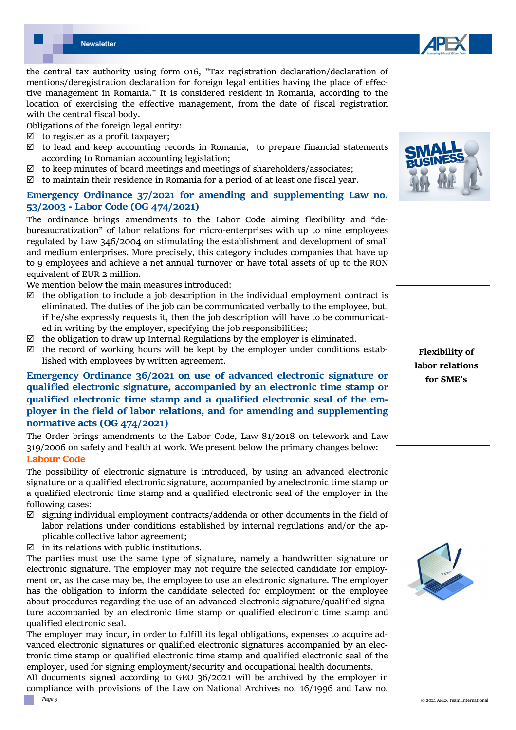the central tax authority using form 016, "Tax registration declaration/declaration of mentions/deregistration declaration for foreign legal entities having the place of effective management in Romania." It is considered resident in Romania, according to the location of exercising the effective management, from the date of fiscal registration with the central fiscal body.

Obligations of the foreign legal entity:

- ☑ to register as a profit taxpayer;
- ☑ to lead and keep accounting records in Romania, to prepare financial statements according to Romanian accounting legislation;
- ☑ to keep minutes of board meetings and meetings of shareholders/associates;
- ☑ to maintain their residence in Romania for a period of at least one fiscal year.

## Emergency Ordinance 37/2021 for amending and supplementing Law no. 53/2003 - Labor Code (OG 474/2021)

The ordinance brings amendments to the Labor Code aiming flexibility and "debureaucratization" of labor relations for micro-enterprises with up to nine employees regulated by Law 346/2004 on stimulating the establishment and development of small and medium enterprises. More precisely, this category includes companies that have up to 9 employees and achieve a net annual turnover or have total assets of up to the RON equivalent of EUR 2 million.

We mention below the main measures introduced:

- ☑ the obligation to include a job description in the individual employment contract is eliminated. The duties of the job can be communicated verbally to the employee, but, if he/she expressly requests it, then the job description will have to be communicated in writing by the employer, specifying the job responsibilities;
- ☑ the obligation to draw up Internal Regulations by the employer is eliminated.
- ☑ the record of working hours will be kept by the employer under conditions established with employees by written agreement.

**Flexibility of labor relations for SME's**

## Emergency Ordinance 36/2021 on use of advanced electronic signature or qualified electronic signature, accompanied by an electronic time stamp or qualified electronic time stamp and a qualified electronic seal of the employer in the field of labor relations, and for amending and supplementing normative acts (OG 474/2021)

The Order brings amendments to the Labor Code, Law 81/2018 on telework and Law 319/2006 on safety and health at work. We present below the primary changes below:

### Labour Code

The possibility of electronic signature is introduced, by using an advanced electronic signature or a qualified electronic signature, accompanied by anelectronic time stamp or a qualified electronic time stamp and a qualified electronic seal of the employer in the following cases:

- ☑ signing individual employment contracts/addenda or other documents in the field of labor relations under conditions established by internal regulations and/or the applicable collective labor agreement;
- ☑ in its relations with public institutions.

The parties must use the same type of signature, namely a handwritten signature or electronic signature. The employer may not require the selected candidate for employment or, as the case may be, the employee to use an electronic signature. The employer has the obligation to inform the candidate selected for employment or the employee about procedures regarding the use of an advanced electronic signature/qualified signature accompanied by an electronic time stamp or qualified electronic time stamp and qualified electronic seal.

The employer may incur, in order to fulfill its legal obligations, expenses to acquire advanced electronic signatures or qualified electronic signatures accompanied by an electronic time stamp or qualified electronic time stamp and qualified electronic seal of the employer, used for signing employment/security and occupational health documents.

All documents signed according to GEO 36/2021 will be archived by the employer in compliance with provisions of the Law on National Archives no. 16/1996 and Law no.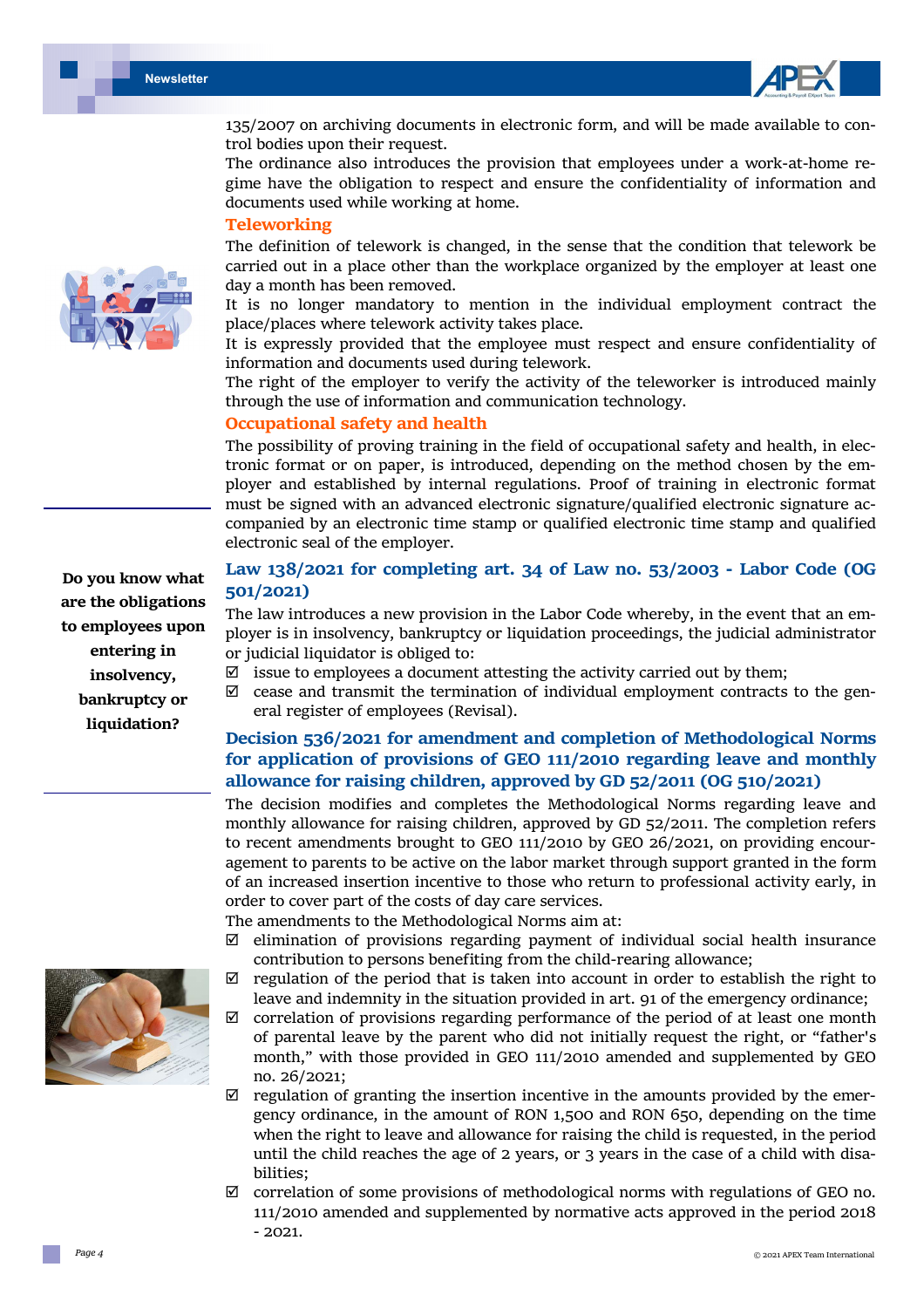135/2007 on archiving documents in electronic form, and will be made available to control bodies upon their request.

The ordinance also introduces the provision that employees under a work-at-home regime have the obligation to respect and ensure the confidentiality of information and documents used while working at home.

### Teleworking

The definition of telework is changed, in the sense that the condition that telework be carried out in a place other than the workplace organized by the employer at least one day a month has been removed.

It is no longer mandatory to mention in the individual employment contract the place/places where telework activity takes place.

It is expressly provided that the employee must respect and ensure confidentiality of information and documents used during telework.

The right of the employer to verify the activity of the teleworker is introduced mainly through the use of information and communication technology.

### Occupational safety and health

The possibility of proving training in the field of occupational safety and health, in electronic format or on paper, is introduced, depending on the method chosen by the employer and established by internal regulations. Proof of training in electronic format must be signed with an advanced electronic signature/qualified electronic signature accompanied by an electronic time stamp or qualified electronic time stamp and qualified electronic seal of the employer.

**Do you know what are the obligations to employees upon entering in insolvency, bankruptcy or liquidation?**

## Law 138/2021 for completing art. 34 of Law no. 53/2003 - Labor Code (OG 501/2021)

The law introduces a new provision in the Labor Code whereby, in the event that an employer is in insolvency, bankruptcy or liquidation proceedings, the judicial administrator or judicial liquidator is obliged to:

- ☑ issue to employees a document attesting the activity carried out by them;
- ☑ cease and transmit the termination of individual employment contracts to the general register of employees (Revisal).

## Decision 536/2021 for amendment and completion of Methodological Norms for application of provisions of GEO 111/2010 regarding leave and monthly allowance for raising children, approved by GD 52/2011 (OG 510/2021)

The decision modifies and completes the Methodological Norms regarding leave and monthly allowance for raising children, approved by GD 52/2011. The completion refers to recent amendments brought to GEO 111/2010 by GEO 26/2021, on providing encouragement to parents to be active on the labor market through support granted in the form of an increased insertion incentive to those who return to professional activity early, in order to cover part of the costs of day care services.

The amendments to the Methodological Norms aim at:

- ☑ elimination of provisions regarding payment of individual social health insurance contribution to persons benefiting from the child-rearing allowance;
- ☑ regulation of the period that is taken into account in order to establish the right to leave and indemnity in the situation provided in art. 91 of the emergency ordinance;
- ☑ correlation of provisions regarding performance of the period of at least one month of parental leave by the parent who did not initially request the right, or "father's month," with those provided in GEO 111/2010 amended and supplemented by GEO no. 26/2021;
- ☑ regulation of granting the insertion incentive in the amounts provided by the emergency ordinance, in the amount of RON 1,500 and RON 650, depending on the time when the right to leave and allowance for raising the child is requested, in the period until the child reaches the age of 2 years, or 3 years in the case of a child with disabilities;
- ☑ correlation of some provisions of methodological norms with regulations of GEO no. 111/2010 amended and supplemented by normative acts approved in the period 2018 - 2021.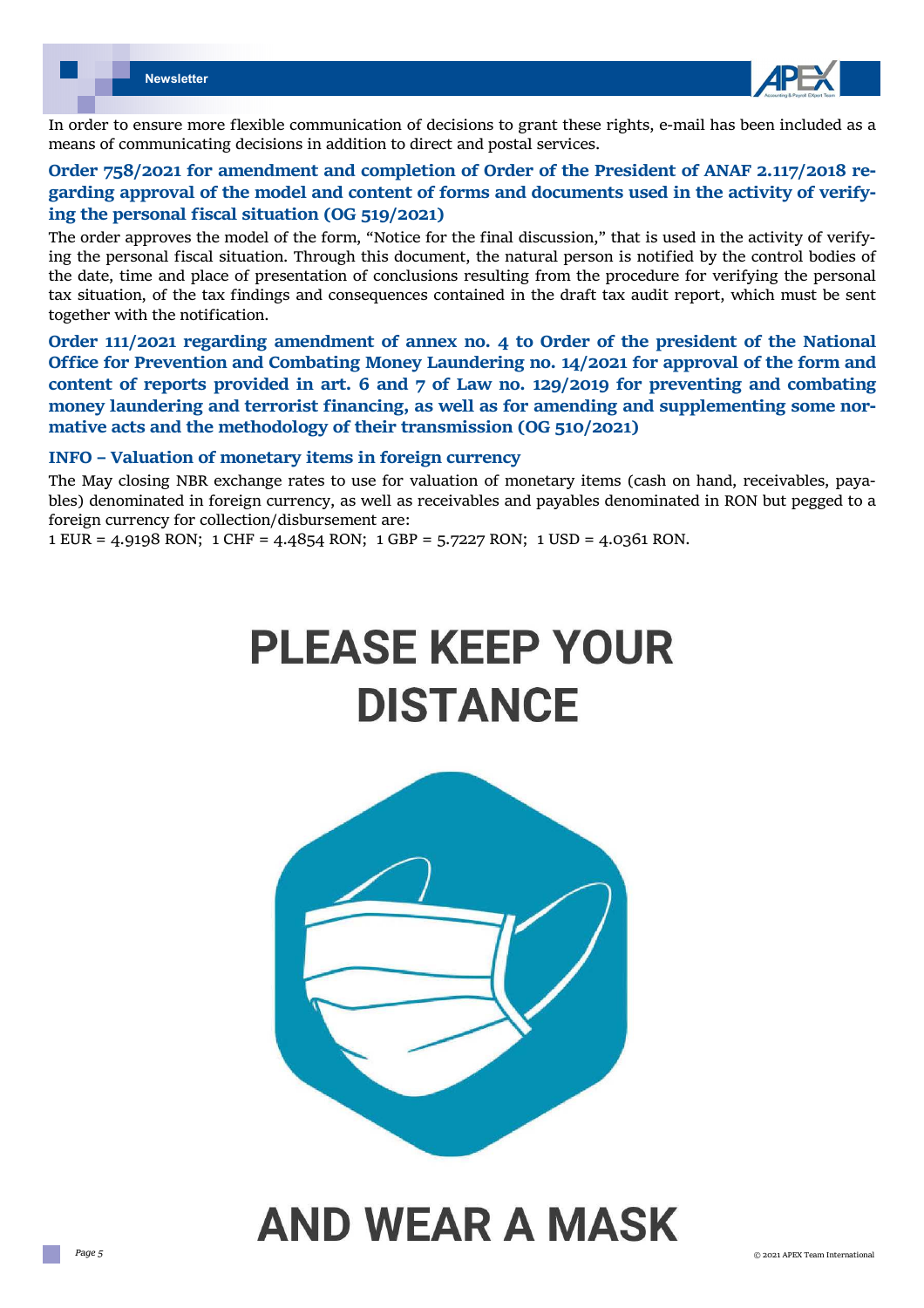In order to ensure more flexible communication of decisions to grant these rights, e-mail has been included as a means of communicating decisions in addition to direct and postal services.

### Order 758/2021 for amendment and completion of Order of the President of ANAF 2.117/2018 regarding approval of the model and content of forms and documents used in the activity of verifying the personal fiscal situation (OG 519/2021)

The order approves the model of the form, “Notice for the final discussion,” that is used in the activity of verifying the personal fiscal situation. Through this document, the natural person is notified by the control bodies of the date, time and place of presentation of conclusions resulting from the procedure for verifying the personal tax situation, of the tax findings and consequences contained in the draft tax audit report, which must be sent together with the notification.

### Order 111/2021 regarding amendment of annex no. 4 to Order of the president of the National Office for Prevention and Combating Money Laundering no. 14/2021 for approval of the form and content of reports provided in art. 6 and 7 of Law no. 129/2019 for preventing and combating money laundering and terrorist financing, as well as for amending and supplementing some normative acts and the methodology of their transmission (OG 510/2021)

### INFO – Valuation of monetary items in foreign currency

The May closing NBR exchange rates to use for valuation of monetary items (cash on hand, receivables, payables) denominated in foreign currency, as well as receivables and payables denominated in RON but pegged to a foreign currency for collection/disbursement are:

1 EUR = 4.9198 RON;  1 CHF = 4.4854 RON;  1 GBP = 5.7227 RON;  1 USD = 4.0361 RON.

# PLEASE KEEP YOUR DISTANCE

# AND WEAR A MASK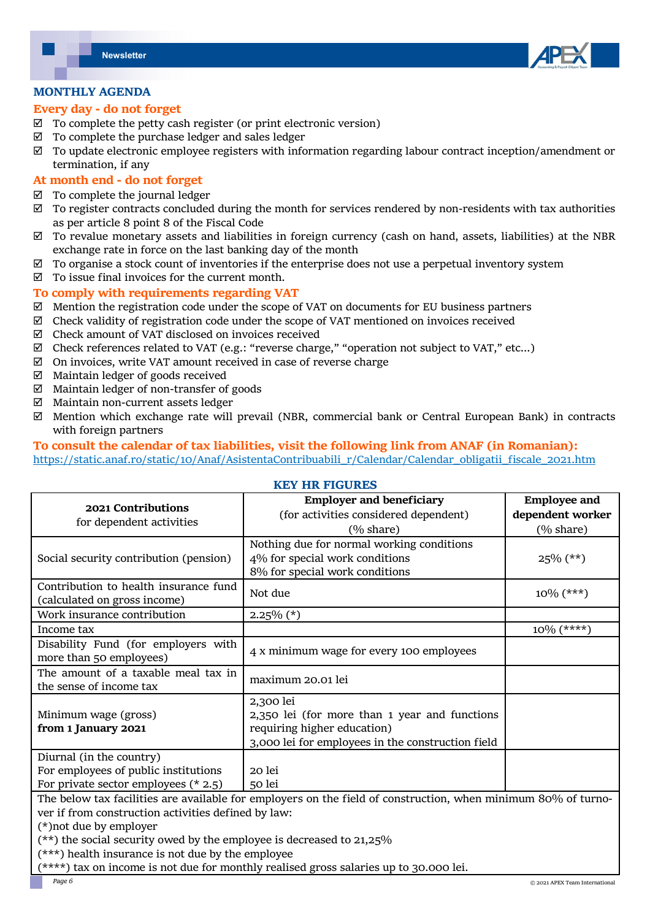## MONTHLY AGENDA

### Every day - do not forget

- ☑ To complete the petty cash register (or print electronic version)
- ☑ To complete the purchase ledger and sales ledger
- ☑ To update electronic employee registers with information regarding labour contract inception/amendment or termination, if any

### At month end - do not forget

- ☑ To complete the journal ledger
- ☑ To register contracts concluded during the month for services rendered by non-residents with tax authorities as per article 8 point 8 of the Fiscal Code
- ☑ To revalue monetary assets and liabilities in foreign currency (cash on hand, assets, liabilities) at the NBR exchange rate in force on the last banking day of the month
- ☑ To organise a stock count of inventories if the enterprise does not use a perpetual inventory system
- ☑ To issue final invoices for the current month.

### To comply with requirements regarding VAT

- ☑ Mention the registration code under the scope of VAT on documents for EU business partners
- ☑ Check validity of registration code under the scope of VAT mentioned on invoices received
- ☑ Check amount of VAT disclosed on invoices received
- ☑ Check references related to VAT (e.g.: “reverse charge,” “operation not subject to VAT,” etc...)
- ☑ On invoices, write VAT amount received in case of reverse charge
- ☑ Maintain ledger of goods received
- ☑ Maintain ledger of non-transfer of goods
- ☑ Maintain non-current assets ledger
- ☑ Mention which exchange rate will prevail (NBR, commercial bank or Central European Bank) in contracts with foreign partners

### To consult the calendar of tax liabilities, visit the following link from ANAF (in Romanian):

https://static.anaf.ro/static/10/Anaf/AsistentaContribuabili_r/Calendar/Calendar_obligatii_fiscale_2021.htm

## KEY HR FIGURES

| **2021 Contributions** for dependent activities | **Employer and beneficiary** (for activities considered dependent) (% share) | **Employee and dependent worker** (% share) |
|---|---|---|
| Social security contribution (pension) | Nothing due for normal working conditions<br>4% for special work conditions<br>8% for special work conditions | 25% (**) |
| Contribution to health insurance fund (calculated on gross income) | Not due | 10% (***) |
| Work insurance contribution | 2.25% (*) | |
| Income tax | | 10% (****) |
| Disability Fund (for employers with more than 50 employees) | 4 x minimum wage for every 100 employees | |
| The amount of a taxable meal tax in the sense of income tax | maximum 20.01 lei | |
| Minimum wage (gross) **from 1 January 2021** | 2,300 lei<br>2,350 lei (for more than 1 year and functions requiring higher education)<br>3,000 lei for employees in the construction field | |
| Diurnal (in the country)<br>For employees of public institutions<br>For private sector employees (* 2.5) | <br>20 lei<br>50 lei | |

The below tax facilities are available for employers on the field of construction, when minimum 80% of turnover if from construction activities defined by law:
(*)not due by employer
(**) the social security owed by the employee is decreased to 21,25%
(***) health insurance is not due by the employee
(****) tax on income is not due for monthly realised gross salaries up to 30.000 lei.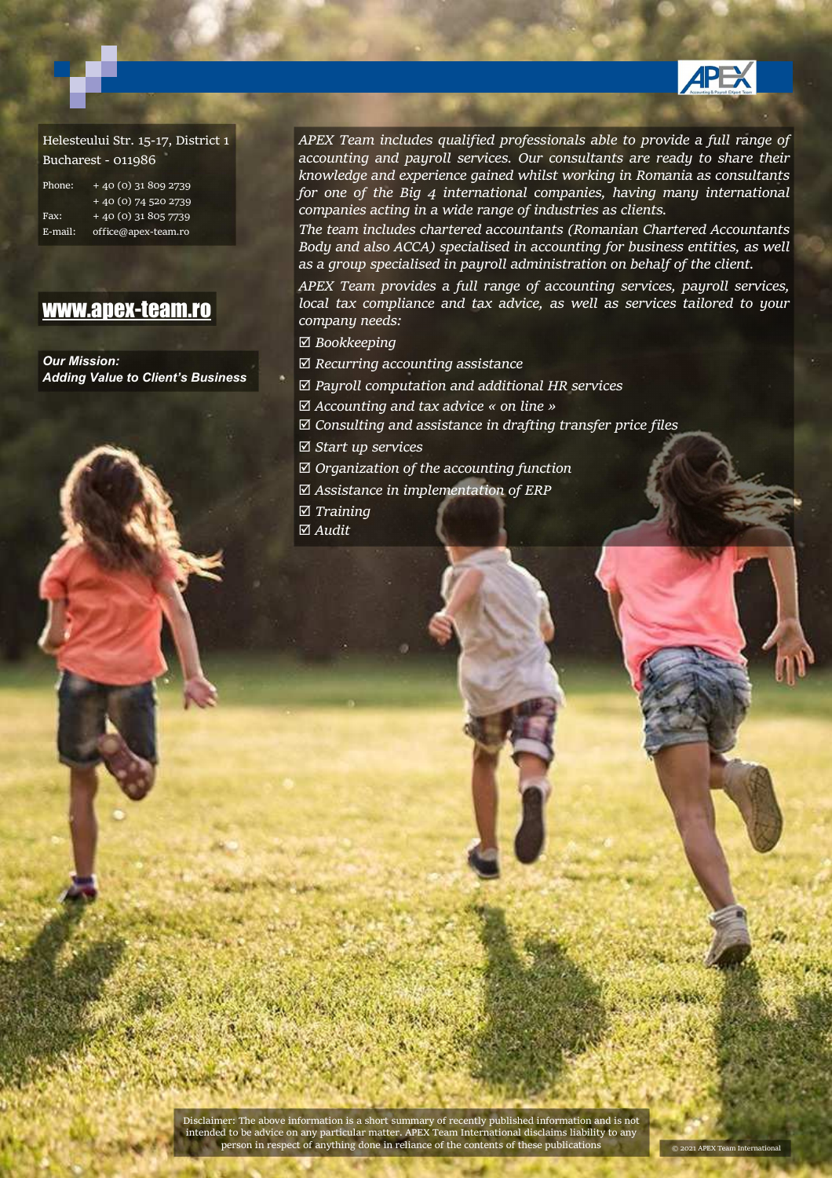Helesteului Str. 15-17, District 1
Bucharest - 011986

Phone: + 40 (0) 31 809 2739
+ 40 (0) 74 520 2739
Fax: + 40 (0) 31 805 7739
E-mail: office@apex-team.ro

**www.apex-team.ro**

***Our Mission:***
***Adding Value to Client's Business***

*APEX Team includes qualified professionals able to provide a full range of accounting and payroll services. Our consultants are ready to share their knowledge and experience gained whilst working in Romania as consultants for one of the Big 4 international companies, having many international companies acting in a wide range of industries as clients.*

*The team includes chartered accountants (Romanian Chartered Accountants Body and also ACCA) specialised in accounting for business entities, as well as a group specialised in payroll administration on behalf of the client.*

*APEX Team provides a full range of accounting services, payroll services, local tax compliance and tax advice, as well as services tailored to your company needs:*

- ☑ *Bookkeeping*
- ☑ *Recurring accounting assistance*
- ☑ *Payroll computation and additional HR services*
- ☑ *Accounting and tax advice « on line »*
- ☑ *Consulting and assistance in drafting transfer price files*
- ☑ *Start up services*
- ☑ *Organization of the accounting function*
- ☑ *Assistance in implementation of ERP*
- ☑ *Training*
- ☑ *Audit*

Disclaimer: The above information is a short summary of recently published information and is not intended to be advice on any particular matter. APEX Team International disclaims liability to any person in respect of anything done in reliance of the contents of these publications

© 2021 APEX Team International